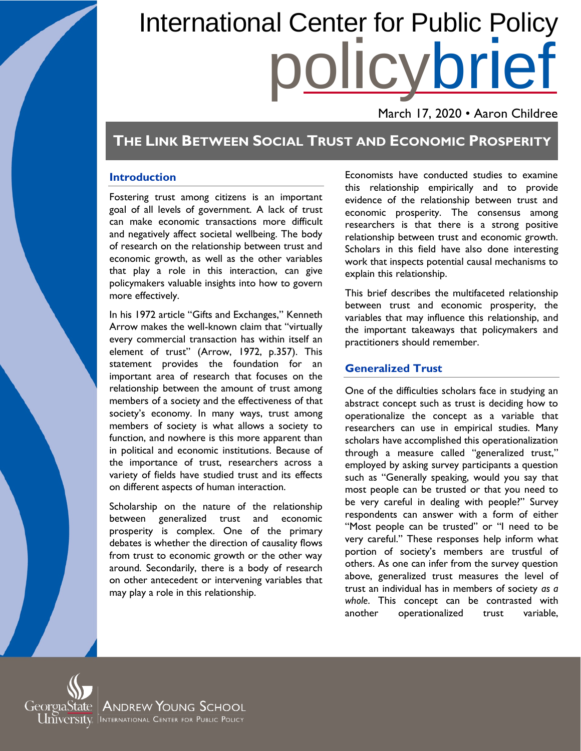# International Center for Public Policy policybrief

March 17, 2020 • Aaron Childree

## The Link Between Social Trust and Economic Prosperity

### Introduction

Fostering trust among citizens is an important goal of all levels of government. A lack of trust can make economic transactions more difficult and negatively affect societal wellbeing. The body of research on the relationship between trust and economic growth, as well as the other variables that play a role in this interaction, can give policymakers valuable insights into how to govern more effectively.

In his 1972 article "Gifts and Exchanges," Kenneth Arrow makes the well-known claim that "virtually every commercial transaction has within itself an element of trust" (Arrow, 1972, p.357). This statement provides the foundation for an important area of research that focuses on the relationship between the amount of trust among members of a society and the effectiveness of that society's economy. In many ways, trust among members of society is what allows a society to function, and nowhere is this more apparent than in political and economic institutions. Because of the importance of trust, researchers across a variety of fields have studied trust and its effects on different aspects of human interaction.

Scholarship on the nature of the relationship between generalized trust and economic prosperity is complex. One of the primary debates is whether the direction of causality flows from trust to economic growth or the other way around. Secondarily, there is a body of research on other antecedent or intervening variables that may play a role in this relationship.

Economists have conducted studies to examine this relationship empirically and to provide evidence of the relationship between trust and economic prosperity. The consensus among researchers is that there is a strong positive relationship between trust and economic growth. Scholars in this field have also done interesting work that inspects potential causal mechanisms to explain this relationship.

This brief describes the multifaceted relationship between trust and economic prosperity, the variables that may influence this relationship, and the important takeaways that policymakers and practitioners should remember.

### Generalized Trust

One of the difficulties scholars face in studying an abstract concept such as trust is deciding how to operationalize the concept as a variable that researchers can use in empirical studies. Many scholars have accomplished this operationalization through a measure called "generalized trust," employed by asking survey participants a question such as "Generally speaking, would you say that most people can be trusted or that you need to be very careful in dealing with people?" Survey respondents can answer with a form of either "Most people can be trusted" or "I need to be very careful." These responses help inform what portion of society's members are trustful of others. As one can infer from the survey question above, generalized trust measures the level of trust an individual has in members of society *as a whole*. This concept can be contrasted with another operationalized trust variable,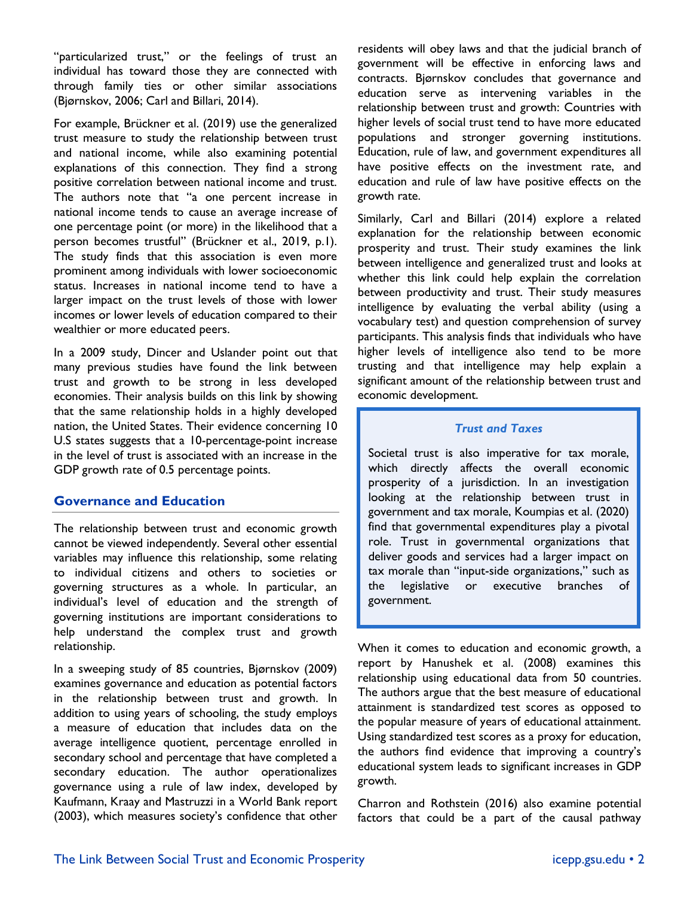"particularized trust," or the feelings of trust an individual has toward those they are connected with through family ties or other similar associations (Bjørnskov, 2006; Carl and Billari, 2014).

For example, Brückner et al. (2019) use the generalized trust measure to study the relationship between trust and national income, while also examining potential explanations of this connection. They find a strong positive correlation between national income and trust. The authors note that "a one percent increase in national income tends to cause an average increase of one percentage point (or more) in the likelihood that a person becomes trustful" (Brückner et al., 2019, p.1). The study finds that this association is even more prominent among individuals with lower socioeconomic status. Increases in national income tend to have a larger impact on the trust levels of those with lower incomes or lower levels of education compared to their wealthier or more educated peers.

In a 2009 study, Dincer and Uslander point out that many previous studies have found the link between trust and growth to be strong in less developed economies. Their analysis builds on this link by showing that the same relationship holds in a highly developed nation, the United States. Their evidence concerning 10 U.S states suggests that a 10-percentage-point increase in the level of trust is associated with an increase in the GDP growth rate of 0.5 percentage points.

## Governance and Education

The relationship between trust and economic growth cannot be viewed independently. Several other essential variables may influence this relationship, some relating to individual citizens and others to societies or governing structures as a whole. In particular, an individual's level of education and the strength of governing institutions are important considerations to help understand the complex trust and growth relationship.

In a sweeping study of 85 countries, Bjørnskov (2009) examines governance and education as potential factors in the relationship between trust and growth. In addition to using years of schooling, the study employs a measure of education that includes data on the average intelligence quotient, percentage enrolled in secondary school and percentage that have completed a secondary education. The author operationalizes governance using a rule of law index, developed by Kaufmann, Kraay and Mastruzzi in a World Bank report (2003), which measures society's confidence that other residents will obey laws and that the judicial branch of government will be effective in enforcing laws and contracts. Bjørnskov concludes that governance and education serve as intervening variables in the relationship between trust and growth: Countries with higher levels of social trust tend to have more educated populations and stronger governing institutions. Education, rule of law, and government expenditures all have positive effects on the investment rate, and education and rule of law have positive effects on the growth rate.

Similarly, Carl and Billari (2014) explore a related explanation for the relationship between economic prosperity and trust. Their study examines the link between intelligence and generalized trust and looks at whether this link could help explain the correlation between productivity and trust. Their study measures intelligence by evaluating the verbal ability (using a vocabulary test) and question comprehension of survey participants. This analysis finds that individuals who have higher levels of intelligence also tend to be more trusting and that intelligence may help explain a significant amount of the relationship between trust and economic development.

> ***Trust and Taxes***
>
> Societal trust is also imperative for tax morale, which directly affects the overall economic prosperity of a jurisdiction. In an investigation looking at the relationship between trust in government and tax morale, Koumpias et al. (2020) find that governmental expenditures play a pivotal role. Trust in governmental organizations that deliver goods and services had a larger impact on tax morale than "input-side organizations," such as the legislative or executive branches of government.

When it comes to education and economic growth, a report by Hanushek et al. (2008) examines this relationship using educational data from 50 countries. The authors argue that the best measure of educational attainment is standardized test scores as opposed to the popular measure of years of educational attainment. Using standardized test scores as a proxy for education, the authors find evidence that improving a country's educational system leads to significant increases in GDP growth.

Charron and Rothstein (2016) also examine potential factors that could be a part of the causal pathway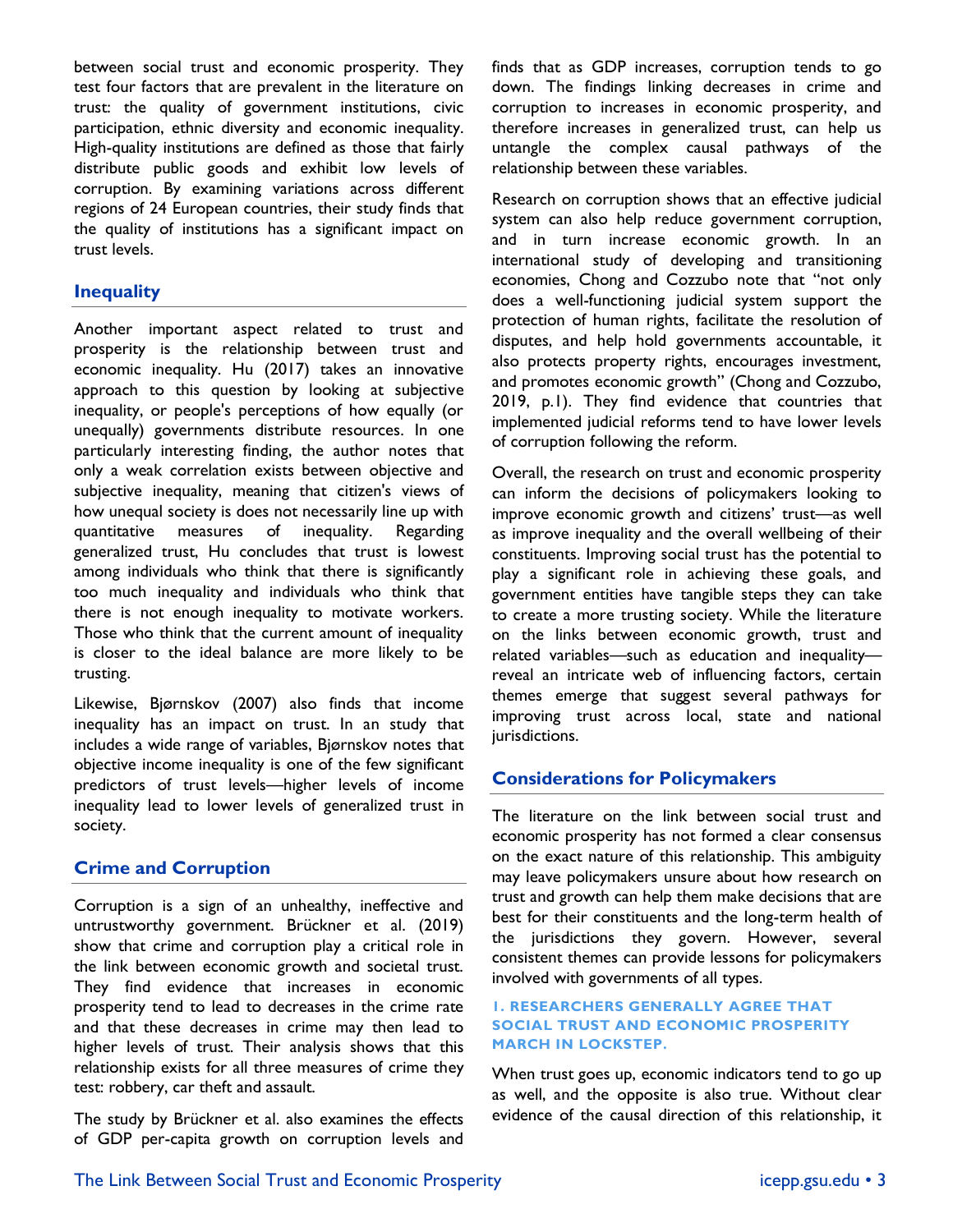between social trust and economic prosperity. They test four factors that are prevalent in the literature on trust: the quality of government institutions, civic participation, ethnic diversity and economic inequality. High-quality institutions are defined as those that fairly distribute public goods and exhibit low levels of corruption. By examining variations across different regions of 24 European countries, their study finds that the quality of institutions has a significant impact on trust levels.

## Inequality

Another important aspect related to trust and prosperity is the relationship between trust and economic inequality. Hu (2017) takes an innovative approach to this question by looking at subjective inequality, or people's perceptions of how equally (or unequally) governments distribute resources. In one particularly interesting finding, the author notes that only a weak correlation exists between objective and subjective inequality, meaning that citizen's views of how unequal society is does not necessarily line up with quantitative measures of inequality. Regarding generalized trust, Hu concludes that trust is lowest among individuals who think that there is significantly too much inequality and individuals who think that there is not enough inequality to motivate workers. Those who think that the current amount of inequality is closer to the ideal balance are more likely to be trusting.

Likewise, Bjørnskov (2007) also finds that income inequality has an impact on trust. In an study that includes a wide range of variables, Bjørnskov notes that objective income inequality is one of the few significant predictors of trust levels—higher levels of income inequality lead to lower levels of generalized trust in society.

## Crime and Corruption

Corruption is a sign of an unhealthy, ineffective and untrustworthy government. Brückner et al. (2019) show that crime and corruption play a critical role in the link between economic growth and societal trust. They find evidence that increases in economic prosperity tend to lead to decreases in the crime rate and that these decreases in crime may then lead to higher levels of trust. Their analysis shows that this relationship exists for all three measures of crime they test: robbery, car theft and assault.

The study by Brückner et al. also examines the effects of GDP per-capita growth on corruption levels and finds that as GDP increases, corruption tends to go down. The findings linking decreases in crime and corruption to increases in economic prosperity, and therefore increases in generalized trust, can help us untangle the complex causal pathways of the relationship between these variables.

Research on corruption shows that an effective judicial system can also help reduce government corruption, and in turn increase economic growth. In an international study of developing and transitioning economies, Chong and Cozzubo note that "not only does a well-functioning judicial system support the protection of human rights, facilitate the resolution of disputes, and help hold governments accountable, it also protects property rights, encourages investment, and promotes economic growth" (Chong and Cozzubo, 2019, p.1). They find evidence that countries that implemented judicial reforms tend to have lower levels of corruption following the reform.

Overall, the research on trust and economic prosperity can inform the decisions of policymakers looking to improve economic growth and citizens' trust—as well as improve inequality and the overall wellbeing of their constituents. Improving social trust has the potential to play a significant role in achieving these goals, and government entities have tangible steps they can take to create a more trusting society. While the literature on the links between economic growth, trust and related variables—such as education and inequality—reveal an intricate web of influencing factors, certain themes emerge that suggest several pathways for improving trust across local, state and national jurisdictions.

## Considerations for Policymakers

The literature on the link between social trust and economic prosperity has not formed a clear consensus on the exact nature of this relationship. This ambiguity may leave policymakers unsure about how research on trust and growth can help them make decisions that are best for their constituents and the long-term health of the jurisdictions they govern. However, several consistent themes can provide lessons for policymakers involved with governments of all types.

### 1. RESEARCHERS GENERALLY AGREE THAT SOCIAL TRUST AND ECONOMIC PROSPERITY MARCH IN LOCKSTEP.

When trust goes up, economic indicators tend to go up as well, and the opposite is also true. Without clear evidence of the causal direction of this relationship, it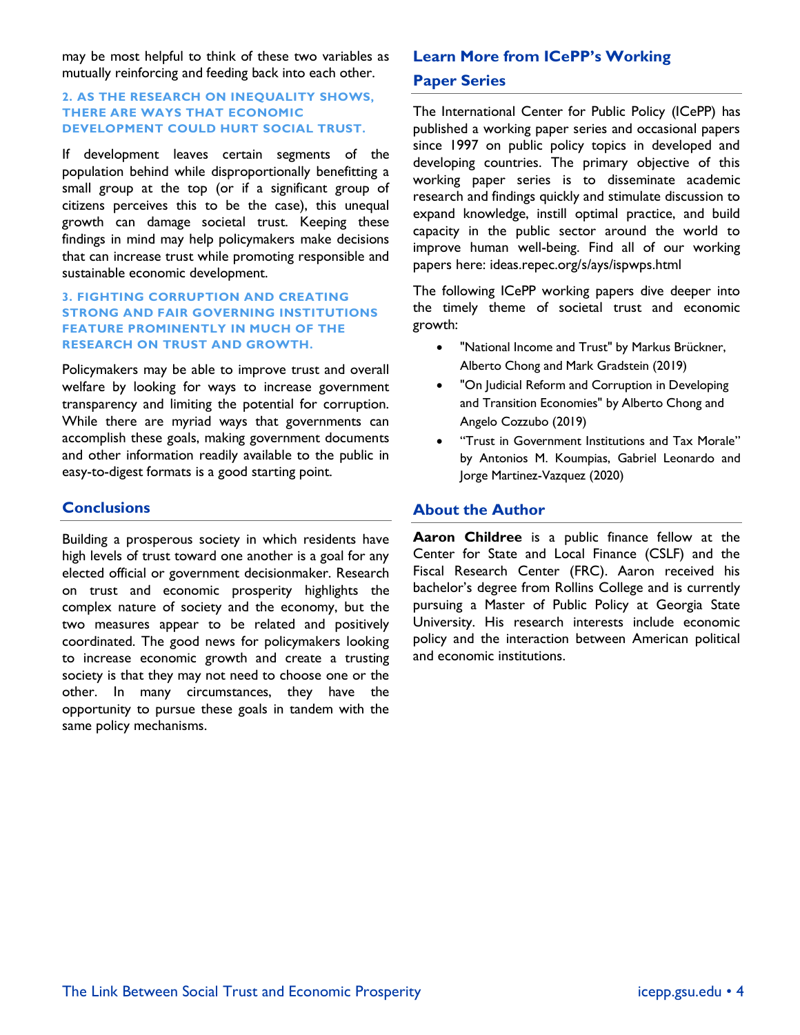may be most helpful to think of these two variables as mutually reinforcing and feeding back into each other.

#### 2. AS THE RESEARCH ON INEQUALITY SHOWS, THERE ARE WAYS THAT ECONOMIC DEVELOPMENT COULD HURT SOCIAL TRUST.

If development leaves certain segments of the population behind while disproportionally benefitting a small group at the top (or if a significant group of citizens perceives this to be the case), this unequal growth can damage societal trust. Keeping these findings in mind may help policymakers make decisions that can increase trust while promoting responsible and sustainable economic development.

#### 3. FIGHTING CORRUPTION AND CREATING STRONG AND FAIR GOVERNING INSTITUTIONS FEATURE PROMINENTLY IN MUCH OF THE RESEARCH ON TRUST AND GROWTH.

Policymakers may be able to improve trust and overall welfare by looking for ways to increase government transparency and limiting the potential for corruption. While there are myriad ways that governments can accomplish these goals, making government documents and other information readily available to the public in easy-to-digest formats is a good starting point.

## Conclusions

Building a prosperous society in which residents have high levels of trust toward one another is a goal for any elected official or government decisionmaker. Research on trust and economic prosperity highlights the complex nature of society and the economy, but the two measures appear to be related and positively coordinated. The good news for policymakers looking to increase economic growth and create a trusting society is that they may not need to choose one or the other. In many circumstances, they have the opportunity to pursue these goals in tandem with the same policy mechanisms.

## Learn More from ICePP's Working Paper Series

The International Center for Public Policy (ICePP) has published a working paper series and occasional papers since 1997 on public policy topics in developed and developing countries. The primary objective of this working paper series is to disseminate academic research and findings quickly and stimulate discussion to expand knowledge, instill optimal practice, and build capacity in the public sector around the world to improve human well-being. Find all of our working papers here: ideas.repec.org/s/ays/ispwps.html

The following ICePP working papers dive deeper into the timely theme of societal trust and economic growth:

- "National Income and Trust" by Markus Brückner, Alberto Chong and Mark Gradstein (2019)
- "On Judicial Reform and Corruption in Developing and Transition Economies" by Alberto Chong and Angelo Cozzubo (2019)
- "Trust in Government Institutions and Tax Morale" by Antonios M. Koumpias, Gabriel Leonardo and Jorge Martinez-Vazquez (2020)

## About the Author

**Aaron Childree** is a public finance fellow at the Center for State and Local Finance (CSLF) and the Fiscal Research Center (FRC). Aaron received his bachelor's degree from Rollins College and is currently pursuing a Master of Public Policy at Georgia State University. His research interests include economic policy and the interaction between American political and economic institutions.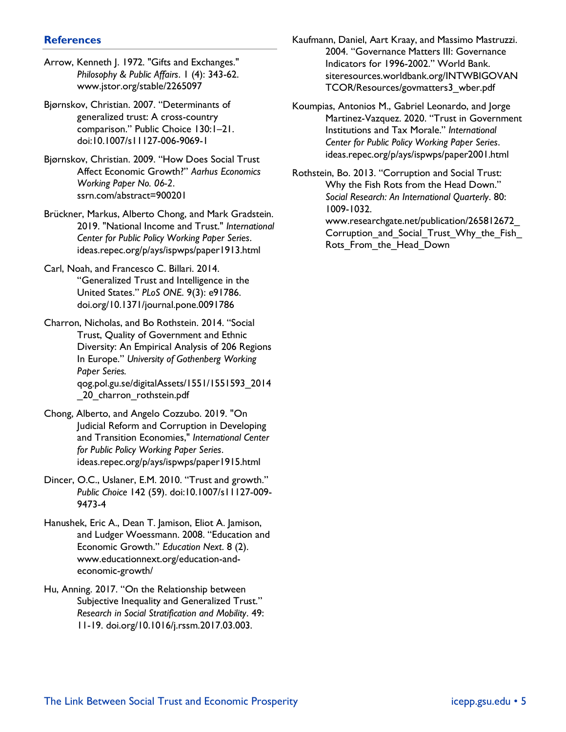## References

Arrow, Kenneth J. 1972. "Gifts and Exchanges." *Philosophy & Public Affairs*. 1 (4): 343-62. www.jstor.org/stable/2265097

Bjørnskov, Christian. 2007. "Determinants of generalized trust: A cross-country comparison." Public Choice 130:1–21. doi:10.1007/s11127-006-9069-1

Bjørnskov, Christian. 2009. "How Does Social Trust Affect Economic Growth?" *Aarhus Economics Working Paper No. 06-2*. ssrn.com/abstract=900201

Brückner, Markus, Alberto Chong, and Mark Gradstein. 2019. "National Income and Trust." *International Center for Public Policy Working Paper Series*. ideas.repec.org/p/ays/ispwps/paper1913.html

Carl, Noah, and Francesco C. Billari. 2014. "Generalized Trust and Intelligence in the United States." *PLoS ONE*. 9(3): e91786. doi.org/10.1371/journal.pone.0091786

Charron, Nicholas, and Bo Rothstein. 2014. "Social Trust, Quality of Government and Ethnic Diversity: An Empirical Analysis of 206 Regions In Europe." *University of Gothenberg Working Paper Series.* qog.pol.gu.se/digitalAssets/1551/1551593_2014_20_charron_rothstein.pdf

Chong, Alberto, and Angelo Cozzubo. 2019. "On Judicial Reform and Corruption in Developing and Transition Economies," *International Center for Public Policy Working Paper Series*. ideas.repec.org/p/ays/ispwps/paper1915.html

Dincer, O.C., Uslaner, E.M. 2010. "Trust and growth." *Public Choice* 142 (59). doi:10.1007/s11127-009-9473-4

Hanushek, Eric A., Dean T. Jamison, Eliot A. Jamison, and Ludger Woessmann. 2008. "Education and Economic Growth." *Education Next*. 8 (2). www.educationnext.org/education-and-economic-growth/

Hu, Anning. 2017. "On the Relationship between Subjective Inequality and Generalized Trust." *Research in Social Stratification and Mobility*. 49: 11-19. doi.org/10.1016/j.rssm.2017.03.003.

Kaufmann, Daniel, Aart Kraay, and Massimo Mastruzzi. 2004. "Governance Matters III: Governance Indicators for 1996-2002." World Bank. siteresources.worldbank.org/INTWBIGOVANTCOR/Resources/govmatters3_wber.pdf

Koumpias, Antonios M., Gabriel Leonardo, and Jorge Martinez-Vazquez. 2020. "Trust in Government Institutions and Tax Morale." *International Center for Public Policy Working Paper Series*. ideas.repec.org/p/ays/ispwps/paper2001.html

Rothstein, Bo. 2013. "Corruption and Social Trust: Why the Fish Rots from the Head Down." *Social Research: An International Quarterly*. 80: 1009-1032. www.researchgate.net/publication/265812672_Corruption_and_Social_Trust_Why_the_Fish_Rots_From_the_Head_Down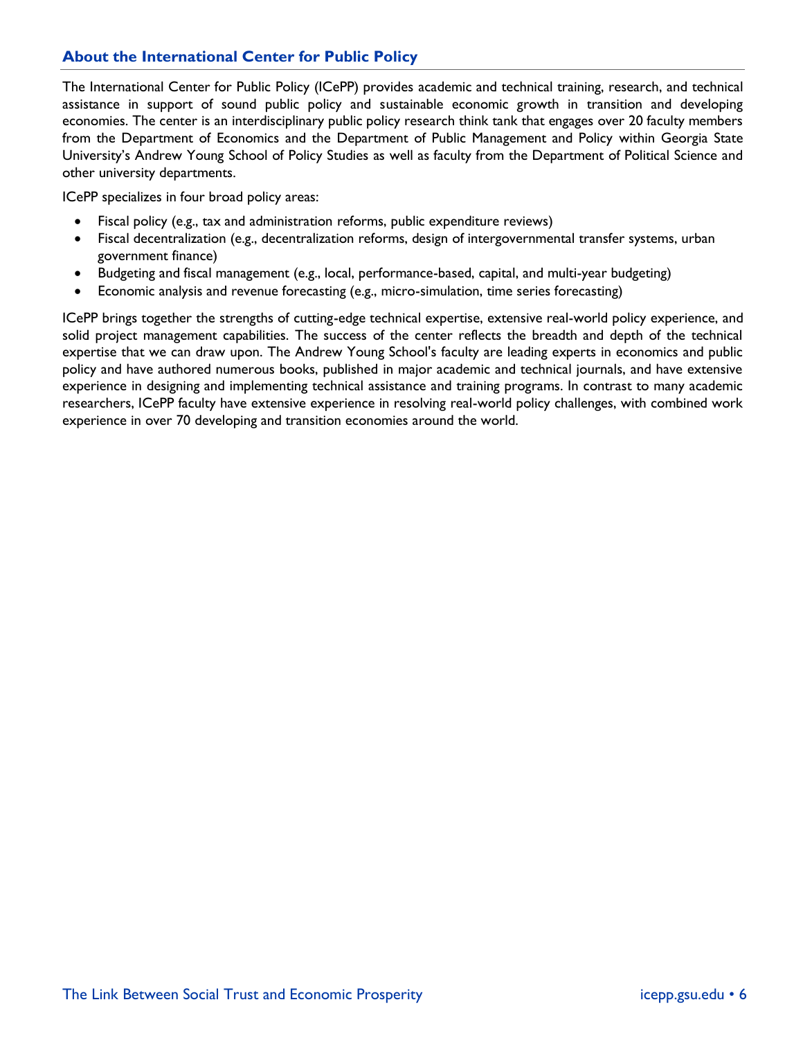## About the International Center for Public Policy

The International Center for Public Policy (ICePP) provides academic and technical training, research, and technical assistance in support of sound public policy and sustainable economic growth in transition and developing economies. The center is an interdisciplinary public policy research think tank that engages over 20 faculty members from the Department of Economics and the Department of Public Management and Policy within Georgia State University's Andrew Young School of Policy Studies as well as faculty from the Department of Political Science and other university departments.

ICePP specializes in four broad policy areas:

- Fiscal policy (e.g., tax and administration reforms, public expenditure reviews)
- Fiscal decentralization (e.g., decentralization reforms, design of intergovernmental transfer systems, urban government finance)
- Budgeting and fiscal management (e.g., local, performance-based, capital, and multi-year budgeting)
- Economic analysis and revenue forecasting (e.g., micro-simulation, time series forecasting)

ICePP brings together the strengths of cutting-edge technical expertise, extensive real-world policy experience, and solid project management capabilities. The success of the center reflects the breadth and depth of the technical expertise that we can draw upon. The Andrew Young School's faculty are leading experts in economics and public policy and have authored numerous books, published in major academic and technical journals, and have extensive experience in designing and implementing technical assistance and training programs. In contrast to many academic researchers, ICePP faculty have extensive experience in resolving real-world policy challenges, with combined work experience in over 70 developing and transition economies around the world.